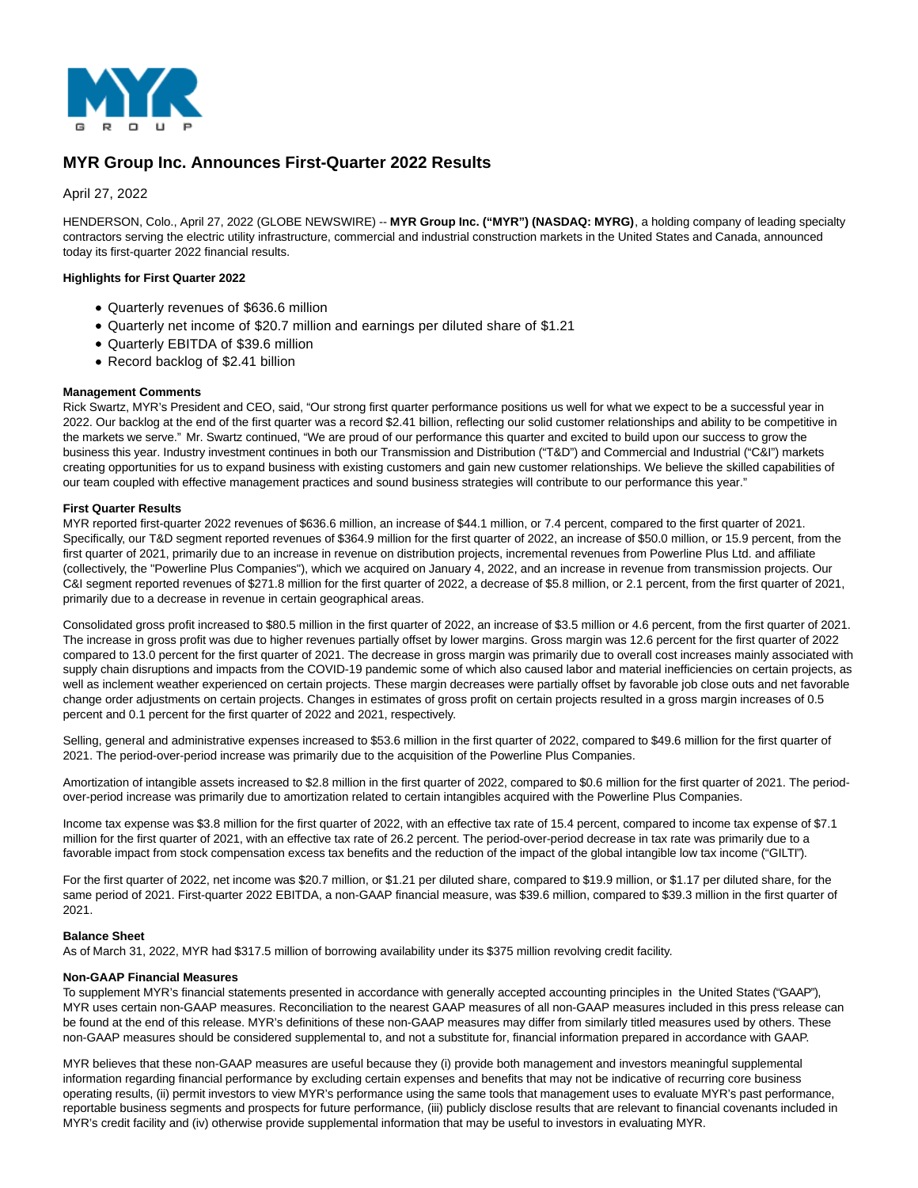# MYR Group Inc. Announces First-Quarter 2022 Results

April 27, 2022

HENDERSON, Colo., April 27, 2022 (GLOBE NEWSWIRE) -- **MYR Group Inc. ("MYR") (NASDAQ: MYRG)**, a holding company of leading specialty contractors serving the electric utility infrastructure, commercial and industrial construction markets in the United States and Canada, announced today its first-quarter 2022 financial results.

**Highlights for First Quarter 2022**

- Quarterly revenues of $636.6 million
- Quarterly net income of $20.7 million and earnings per diluted share of $1.21
- Quarterly EBITDA of $39.6 million
- Record backlog of $2.41 billion

**Management Comments**

Rick Swartz, MYR's President and CEO, said, "Our strong first quarter performance positions us well for what we expect to be a successful year in 2022. Our backlog at the end of the first quarter was a record $2.41 billion, reflecting our solid customer relationships and ability to be competitive in the markets we serve." Mr. Swartz continued, "We are proud of our performance this quarter and excited to build upon our success to grow the business this year. Industry investment continues in both our Transmission and Distribution ("T&D") and Commercial and Industrial ("C&I") markets creating opportunities for us to expand business with existing customers and gain new customer relationships. We believe the skilled capabilities of our team coupled with effective management practices and sound business strategies will contribute to our performance this year."

**First Quarter Results**

MYR reported first-quarter 2022 revenues of $636.6 million, an increase of $44.1 million, or 7.4 percent, compared to the first quarter of 2021. Specifically, our T&D segment reported revenues of $364.9 million for the first quarter of 2022, an increase of $50.0 million, or 15.9 percent, from the first quarter of 2021, primarily due to an increase in revenue on distribution projects, incremental revenues from Powerline Plus Ltd. and affiliate (collectively, the "Powerline Plus Companies"), which we acquired on January 4, 2022, and an increase in revenue from transmission projects. Our C&I segment reported revenues of $271.8 million for the first quarter of 2022, a decrease of $5.8 million, or 2.1 percent, from the first quarter of 2021, primarily due to a decrease in revenue in certain geographical areas.

Consolidated gross profit increased to $80.5 million in the first quarter of 2022, an increase of $3.5 million or 4.6 percent, from the first quarter of 2021. The increase in gross profit was due to higher revenues partially offset by lower margins. Gross margin was 12.6 percent for the first quarter of 2022 compared to 13.0 percent for the first quarter of 2021. The decrease in gross margin was primarily due to overall cost increases mainly associated with supply chain disruptions and impacts from the COVID-19 pandemic some of which also caused labor and material inefficiencies on certain projects, as well as inclement weather experienced on certain projects. These margin decreases were partially offset by favorable job close outs and net favorable change order adjustments on certain projects. Changes in estimates of gross profit on certain projects resulted in a gross margin increases of 0.5 percent and 0.1 percent for the first quarter of 2022 and 2021, respectively.

Selling, general and administrative expenses increased to $53.6 million in the first quarter of 2022, compared to $49.6 million for the first quarter of 2021. The period-over-period increase was primarily due to the acquisition of the Powerline Plus Companies.

Amortization of intangible assets increased to $2.8 million in the first quarter of 2022, compared to $0.6 million for the first quarter of 2021. The period-over-period increase was primarily due to amortization related to certain intangibles acquired with the Powerline Plus Companies.

Income tax expense was $3.8 million for the first quarter of 2022, with an effective tax rate of 15.4 percent, compared to income tax expense of $7.1 million for the first quarter of 2021, with an effective tax rate of 26.2 percent. The period-over-period decrease in tax rate was primarily due to a favorable impact from stock compensation excess tax benefits and the reduction of the impact of the global intangible low tax income ("GILTI").

For the first quarter of 2022, net income was $20.7 million, or $1.21 per diluted share, compared to $19.9 million, or $1.17 per diluted share, for the same period of 2021. First-quarter 2022 EBITDA, a non-GAAP financial measure, was $39.6 million, compared to $39.3 million in the first quarter of 2021.

**Balance Sheet**

As of March 31, 2022, MYR had $317.5 million of borrowing availability under its $375 million revolving credit facility.

**Non-GAAP Financial Measures**

To supplement MYR's financial statements presented in accordance with generally accepted accounting principles in the United States ("GAAP"), MYR uses certain non-GAAP measures. Reconciliation to the nearest GAAP measures of all non-GAAP measures included in this press release can be found at the end of this release. MYR's definitions of these non-GAAP measures may differ from similarly titled measures used by others. These non-GAAP measures should be considered supplemental to, and not a substitute for, financial information prepared in accordance with GAAP.

MYR believes that these non-GAAP measures are useful because they (i) provide both management and investors meaningful supplemental information regarding financial performance by excluding certain expenses and benefits that may not be indicative of recurring core business operating results, (ii) permit investors to view MYR's performance using the same tools that management uses to evaluate MYR's past performance, reportable business segments and prospects for future performance, (iii) publicly disclose results that are relevant to financial covenants included in MYR's credit facility and (iv) otherwise provide supplemental information that may be useful to investors in evaluating MYR.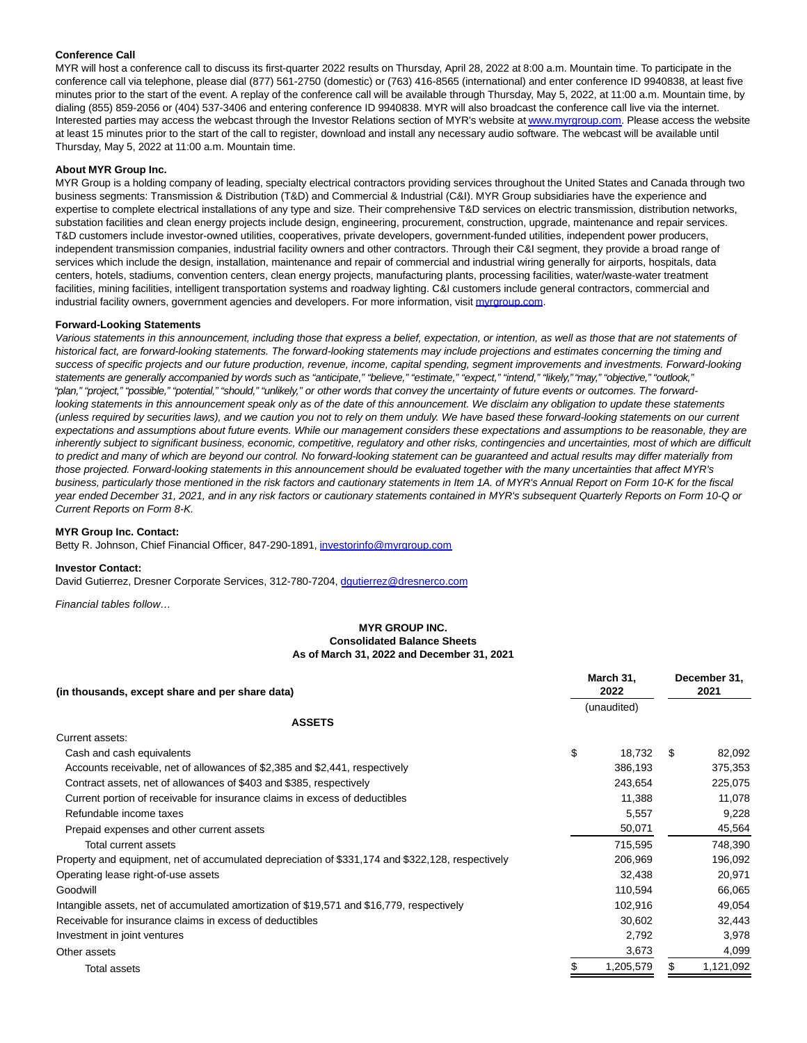**Conference Call**

MYR will host a conference call to discuss its first-quarter 2022 results on Thursday, April 28, 2022 at 8:00 a.m. Mountain time. To participate in the conference call via telephone, please dial (877) 561-2750 (domestic) or (763) 416-8565 (international) and enter conference ID 9940838, at least five minutes prior to the start of the event. A replay of the conference call will be available through Thursday, May 5, 2022, at 11:00 a.m. Mountain time, by dialing (855) 859-2056 or (404) 537-3406 and entering conference ID 9940838. MYR will also broadcast the conference call live via the internet. Interested parties may access the webcast through the Investor Relations section of MYR's website at www.myrgroup.com. Please access the website at least 15 minutes prior to the start of the call to register, download and install any necessary audio software. The webcast will be available until Thursday, May 5, 2022 at 11:00 a.m. Mountain time.

**About MYR Group Inc.**

MYR Group is a holding company of leading, specialty electrical contractors providing services throughout the United States and Canada through two business segments: Transmission & Distribution (T&D) and Commercial & Industrial (C&I). MYR Group subsidiaries have the experience and expertise to complete electrical installations of any type and size. Their comprehensive T&D services on electric transmission, distribution networks, substation facilities and clean energy projects include design, engineering, procurement, construction, upgrade, maintenance and repair services. T&D customers include investor-owned utilities, cooperatives, private developers, government-funded utilities, independent power producers, independent transmission companies, industrial facility owners and other contractors. Through their C&I segment, they provide a broad range of services which include the design, installation, maintenance and repair of commercial and industrial wiring generally for airports, hospitals, data centers, hotels, stadiums, convention centers, clean energy projects, manufacturing plants, processing facilities, water/waste-water treatment facilities, mining facilities, intelligent transportation systems and roadway lighting. C&I customers include general contractors, commercial and industrial facility owners, government agencies and developers. For more information, visit myrgroup.com.

**Forward-Looking Statements**

*Various statements in this announcement, including those that express a belief, expectation, or intention, as well as those that are not statements of historical fact, are forward-looking statements. The forward-looking statements may include projections and estimates concerning the timing and success of specific projects and our future production, revenue, income, capital spending, segment improvements and investments. Forward-looking statements are generally accompanied by words such as "anticipate," "believe," "estimate," "expect," "intend," "likely," "may," "objective," "outlook," "plan," "project," "possible," "potential," "should," "unlikely," or other words that convey the uncertainty of future events or outcomes. The forward-looking statements in this announcement speak only as of the date of this announcement. We disclaim any obligation to update these statements (unless required by securities laws), and we caution you not to rely on them unduly. We have based these forward-looking statements on our current expectations and assumptions about future events. While our management considers these expectations and assumptions to be reasonable, they are inherently subject to significant business, economic, competitive, regulatory and other risks, contingencies and uncertainties, most of which are difficult to predict and many of which are beyond our control. No forward-looking statement can be guaranteed and actual results may differ materially from those projected. Forward-looking statements in this announcement should be evaluated together with the many uncertainties that affect MYR's business, particularly those mentioned in the risk factors and cautionary statements in Item 1A. of MYR's Annual Report on Form 10-K for the fiscal year ended December 31, 2021, and in any risk factors or cautionary statements contained in MYR's subsequent Quarterly Reports on Form 10-Q or Current Reports on Form 8-K.*

**MYR Group Inc. Contact:**
Betty R. Johnson, Chief Financial Officer, 847-290-1891, investorinfo@myrgroup.com

**Investor Contact:**
David Gutierrez, Dresner Corporate Services, 312-780-7204, dgutierrez@dresnerco.com

*Financial tables follow…*

**MYR GROUP INC.**
**Consolidated Balance Sheets**
**As of March 31, 2022 and December 31, 2021**

| (in thousands, except share and per share data) | March 31, 2022 (unaudited) | December 31, 2021 |
|---|---|---|
| **ASSETS** | | |
| Current assets: | | |
| Cash and cash equivalents | $ 18,732 | $ 82,092 |
| Accounts receivable, net of allowances of $2,385 and $2,441, respectively | 386,193 | 375,353 |
| Contract assets, net of allowances of $403 and $385, respectively | 243,654 | 225,075 |
| Current portion of receivable for insurance claims in excess of deductibles | 11,388 | 11,078 |
| Refundable income taxes | 5,557 | 9,228 |
| Prepaid expenses and other current assets | 50,071 | 45,564 |
| Total current assets | 715,595 | 748,390 |
| Property and equipment, net of accumulated depreciation of $331,174 and $322,128, respectively | 206,969 | 196,092 |
| Operating lease right-of-use assets | 32,438 | 20,971 |
| Goodwill | 110,594 | 66,065 |
| Intangible assets, net of accumulated amortization of $19,571 and $16,779, respectively | 102,916 | 49,054 |
| Receivable for insurance claims in excess of deductibles | 30,602 | 32,443 |
| Investment in joint ventures | 2,792 | 3,978 |
| Other assets | 3,673 | 4,099 |
| Total assets | $ 1,205,579 | $ 1,121,092 |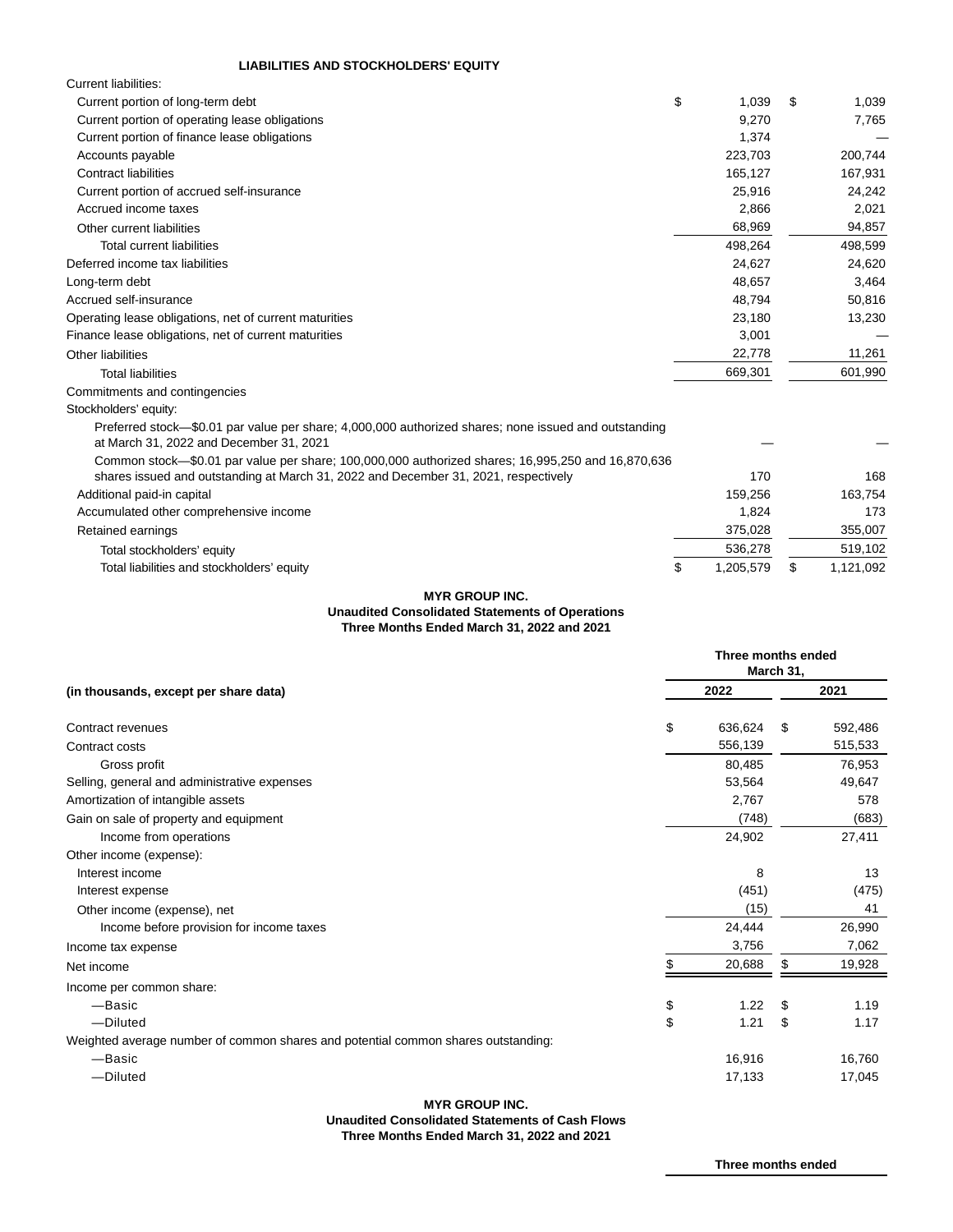| LIABILITIES AND STOCKHOLDERS' EQUITY | | |
|---|---|---|
| Current liabilities: | | |
| Current portion of long-term debt | $ 1,039 | $ 1,039 |
| Current portion of operating lease obligations | 9,270 | 7,765 |
| Current portion of finance lease obligations | 1,374 | — |
| Accounts payable | 223,703 | 200,744 |
| Contract liabilities | 165,127 | 167,931 |
| Current portion of accrued self-insurance | 25,916 | 24,242 |
| Accrued income taxes | 2,866 | 2,021 |
| Other current liabilities | 68,969 | 94,857 |
| Total current liabilities | 498,264 | 498,599 |
| Deferred income tax liabilities | 24,627 | 24,620 |
| Long-term debt | 48,657 | 3,464 |
| Accrued self-insurance | 48,794 | 50,816 |
| Operating lease obligations, net of current maturities | 23,180 | 13,230 |
| Finance lease obligations, net of current maturities | 3,001 | — |
| Other liabilities | 22,778 | 11,261 |
| Total liabilities | 669,301 | 601,990 |
| Commitments and contingencies | | |
| Stockholders' equity: | | |
| Preferred stock—$0.01 par value per share; 4,000,000 authorized shares; none issued and outstanding at March 31, 2022 and December 31, 2021 | — | — |
| Common stock—$0.01 par value per share; 100,000,000 authorized shares; 16,995,250 and 16,870,636 shares issued and outstanding at March 31, 2022 and December 31, 2021, respectively | 170 | 168 |
| Additional paid-in capital | 159,256 | 163,754 |
| Accumulated other comprehensive income | 1,824 | 173 |
| Retained earnings | 375,028 | 355,007 |
| Total stockholders' equity | 536,278 | 519,102 |
| Total liabilities and stockholders' equity | $ 1,205,579 | $ 1,121,092 |

**MYR GROUP INC.**
**Unaudited Consolidated Statements of Operations**
**Three Months Ended March 31, 2022 and 2021**

| | Three months ended March 31, | |
|---|---|---|
| **(in thousands, except per share data)** | **2022** | **2021** |
| Contract revenues | $ 636,624 | $ 592,486 |
| Contract costs | 556,139 | 515,533 |
| Gross profit | 80,485 | 76,953 |
| Selling, general and administrative expenses | 53,564 | 49,647 |
| Amortization of intangible assets | 2,767 | 578 |
| Gain on sale of property and equipment | (748) | (683) |
| Income from operations | 24,902 | 27,411 |
| Other income (expense): | | |
| Interest income | 8 | 13 |
| Interest expense | (451) | (475) |
| Other income (expense), net | (15) | 41 |
| Income before provision for income taxes | 24,444 | 26,990 |
| Income tax expense | 3,756 | 7,062 |
| Net income | $ 20,688 | $ 19,928 |
| Income per common share: | | |
| —Basic | $ 1.22 | $ 1.19 |
| —Diluted | $ 1.21 | $ 1.17 |
| Weighted average number of common shares and potential common shares outstanding: | | |
| —Basic | 16,916 | 16,760 |
| —Diluted | 17,133 | 17,045 |

**MYR GROUP INC.**
**Unaudited Consolidated Statements of Cash Flows**
**Three Months Ended March 31, 2022 and 2021**

| | Three months ended |
|---|---|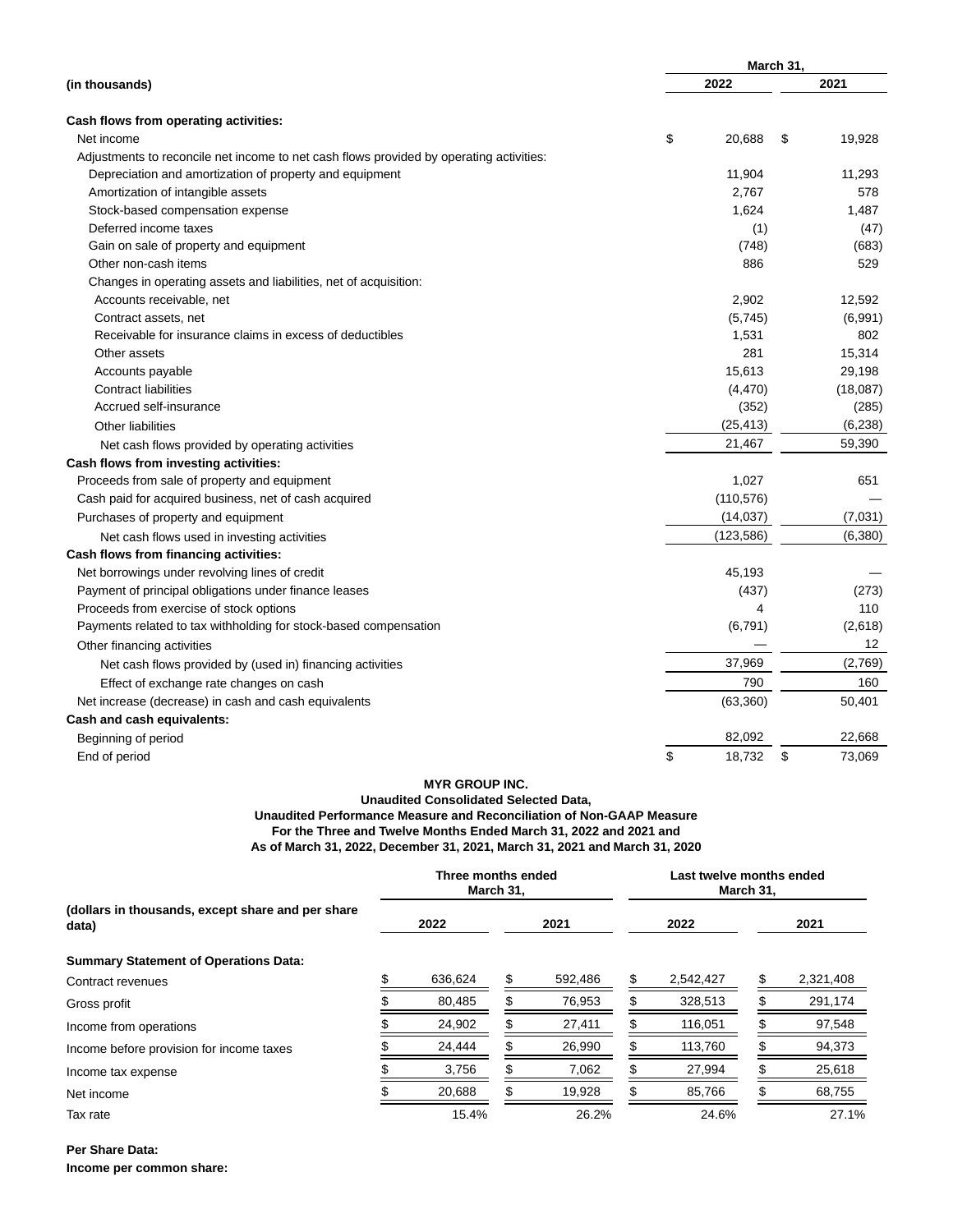| (in thousands) | March 31, 2022 | March 31, 2021 |
|---|---|---|
| **Cash flows from operating activities:** | | |
| Net income | $ 20,688 | $ 19,928 |
| Adjustments to reconcile net income to net cash flows provided by operating activities: | | |
| Depreciation and amortization of property and equipment | 11,904 | 11,293 |
| Amortization of intangible assets | 2,767 | 578 |
| Stock-based compensation expense | 1,624 | 1,487 |
| Deferred income taxes | (1) | (47) |
| Gain on sale of property and equipment | (748) | (683) |
| Other non-cash items | 886 | 529 |
| Changes in operating assets and liabilities, net of acquisition: | | |
| Accounts receivable, net | 2,902 | 12,592 |
| Contract assets, net | (5,745) | (6,991) |
| Receivable for insurance claims in excess of deductibles | 1,531 | 802 |
| Other assets | 281 | 15,314 |
| Accounts payable | 15,613 | 29,198 |
| Contract liabilities | (4,470) | (18,087) |
| Accrued self-insurance | (352) | (285) |
| Other liabilities | (25,413) | (6,238) |
| Net cash flows provided by operating activities | 21,467 | 59,390 |
| **Cash flows from investing activities:** | | |
| Proceeds from sale of property and equipment | 1,027 | 651 |
| Cash paid for acquired business, net of cash acquired | (110,576) | — |
| Purchases of property and equipment | (14,037) | (7,031) |
| Net cash flows used in investing activities | (123,586) | (6,380) |
| **Cash flows from financing activities:** | | |
| Net borrowings under revolving lines of credit | 45,193 | — |
| Payment of principal obligations under finance leases | (437) | (273) |
| Proceeds from exercise of stock options | 4 | 110 |
| Payments related to tax withholding for stock-based compensation | (6,791) | (2,618) |
| Other financing activities | — | 12 |
| Net cash flows provided by (used in) financing activities | 37,969 | (2,769) |
| Effect of exchange rate changes on cash | 790 | 160 |
| Net increase (decrease) in cash and cash equivalents | (63,360) | 50,401 |
| **Cash and cash equivalents:** | | |
| Beginning of period | 82,092 | 22,668 |
| End of period | $ 18,732 | $ 73,069 |

**MYR GROUP INC.**
**Unaudited Consolidated Selected Data,**
**Unaudited Performance Measure and Reconciliation of Non-GAAP Measure**
**For the Three and Twelve Months Ended March 31, 2022 and 2021 and**
**As of March 31, 2022, December 31, 2021, March 31, 2021 and March 31, 2020**

| (dollars in thousands, except share and per share data) | Three months ended March 31, 2022 | Three months ended March 31, 2021 | Last twelve months ended March 31, 2022 | Last twelve months ended March 31, 2021 |
|---|---|---|---|---|
| **Summary Statement of Operations Data:** | | | | |
| Contract revenues | $ 636,624 | $ 592,486 | $ 2,542,427 | $ 2,321,408 |
| Gross profit | $ 80,485 | $ 76,953 | $ 328,513 | $ 291,174 |
| Income from operations | $ 24,902 | $ 27,411 | $ 116,051 | $ 97,548 |
| Income before provision for income taxes | $ 24,444 | $ 26,990 | $ 113,760 | $ 94,373 |
| Income tax expense | $ 3,756 | $ 7,062 | $ 27,994 | $ 25,618 |
| Net income | $ 20,688 | $ 19,928 | $ 85,766 | $ 68,755 |
| Tax rate | 15.4% | 26.2% | 24.6% | 27.1% |

**Per Share Data:**

**Income per common share:**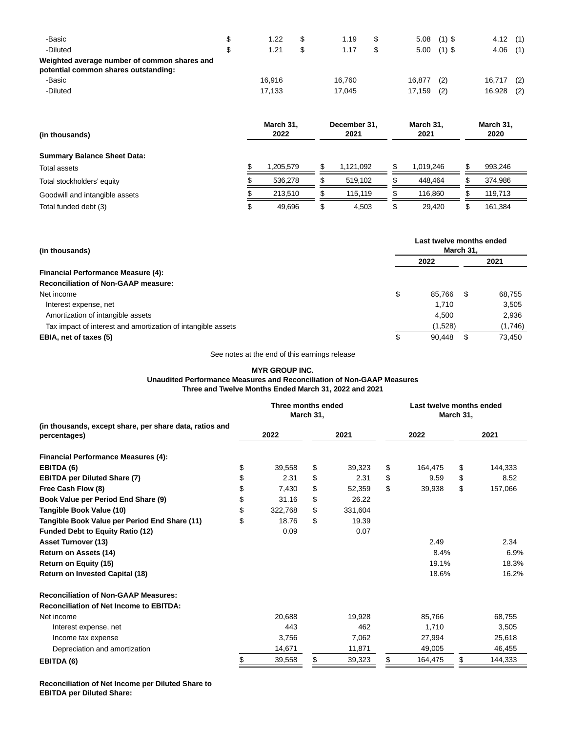| | | | | |
|---|---|---|---|---|
| -Basic | $ 1.22 | $ 1.19 | $ 5.08 (1) | $ 4.12 (1) |
| -Diluted | $ 1.21 | $ 1.17 | $ 5.00 (1) | $ 4.06 (1) |
| **Weighted average number of common shares and potential common shares outstanding:** | | | | |
| -Basic | 16,916 | 16,760 | 16,877 (2) | 16,717 (2) |
| -Diluted | 17,133 | 17,045 | 17,159 (2) | 16,928 (2) |

| **(in thousands)** | **March 31, 2022** | **December 31, 2021** | **March 31, 2021** | **March 31, 2020** |
|---|---|---|---|---|
| **Summary Balance Sheet Data:** | | | | |
| Total assets | $ 1,205,579 | $ 1,121,092 | $ 1,019,246 | $ 993,246 |
| Total stockholders' equity | $ 536,278 | $ 519,102 | $ 448,464 | $ 374,986 |
| Goodwill and intangible assets | $ 213,510 | $ 115,119 | $ 116,860 | $ 119,713 |
| Total funded debt (3) | $ 49,696 | $ 4,503 | $ 29,420 | $ 161,384 |

| **(in thousands)** | **Last twelve months ended March 31,** | |
|---|---|---|
| | **2022** | **2021** |
| **Financial Performance Measure (4):** | | |
| **Reconciliation of Non-GAAP measure:** | | |
| Net income | $ 85,766 | $ 68,755 |
| Interest expense, net | 1,710 | 3,505 |
| Amortization of intangible assets | 4,500 | 2,936 |
| Tax impact of interest and amortization of intangible assets | (1,528) | (1,746) |
| **EBIA, net of taxes (5)** | $ 90,448 | $ 73,450 |

See notes at the end of this earnings release

**MYR GROUP INC.**
**Unaudited Performance Measures and Reconciliation of Non-GAAP Measures**
**Three and Twelve Months Ended March 31, 2022 and 2021**

| **(in thousands, except share, per share data, ratios and percentages)** | **Three months ended March 31,** | | **Last twelve months ended March 31,** | |
|---|---|---|---|---|
| | **2022** | **2021** | **2022** | **2021** |
| **Financial Performance Measures (4):** | | | | |
| **EBITDA (6)** | $ 39,558 | $ 39,323 | $ 164,475 | $ 144,333 |
| **EBITDA per Diluted Share (7)** | $ 2.31 | $ 2.31 | $ 9.59 | $ 8.52 |
| **Free Cash Flow (8)** | $ 7,430 | $ 52,359 | $ 39,938 | $ 157,066 |
| **Book Value per Period End Share (9)** | $ 31.16 | $ 26.22 | | |
| **Tangible Book Value (10)** | $ 322,768 | $ 331,604 | | |
| **Tangible Book Value per Period End Share (11)** | $ 18.76 | $ 19.39 | | |
| **Funded Debt to Equity Ratio (12)** | 0.09 | 0.07 | | |
| **Asset Turnover (13)** | | | 2.49 | 2.34 |
| **Return on Assets (14)** | | | 8.4% | 6.9% |
| **Return on Equity (15)** | | | 19.1% | 18.3% |
| **Return on Invested Capital (18)** | | | 18.6% | 16.2% |
| **Reconciliation of Non-GAAP Measures:** | | | | |
| **Reconciliation of Net Income to EBITDA:** | | | | |
| Net income | 20,688 | 19,928 | 85,766 | 68,755 |
| Interest expense, net | 443 | 462 | 1,710 | 3,505 |
| Income tax expense | 3,756 | 7,062 | 27,994 | 25,618 |
| Depreciation and amortization | 14,671 | 11,871 | 49,005 | 46,455 |
| **EBITDA (6)** | $ 39,558 | $ 39,323 | $ 164,475 | $ 144,333 |

**Reconciliation of Net Income per Diluted Share to EBITDA per Diluted Share:**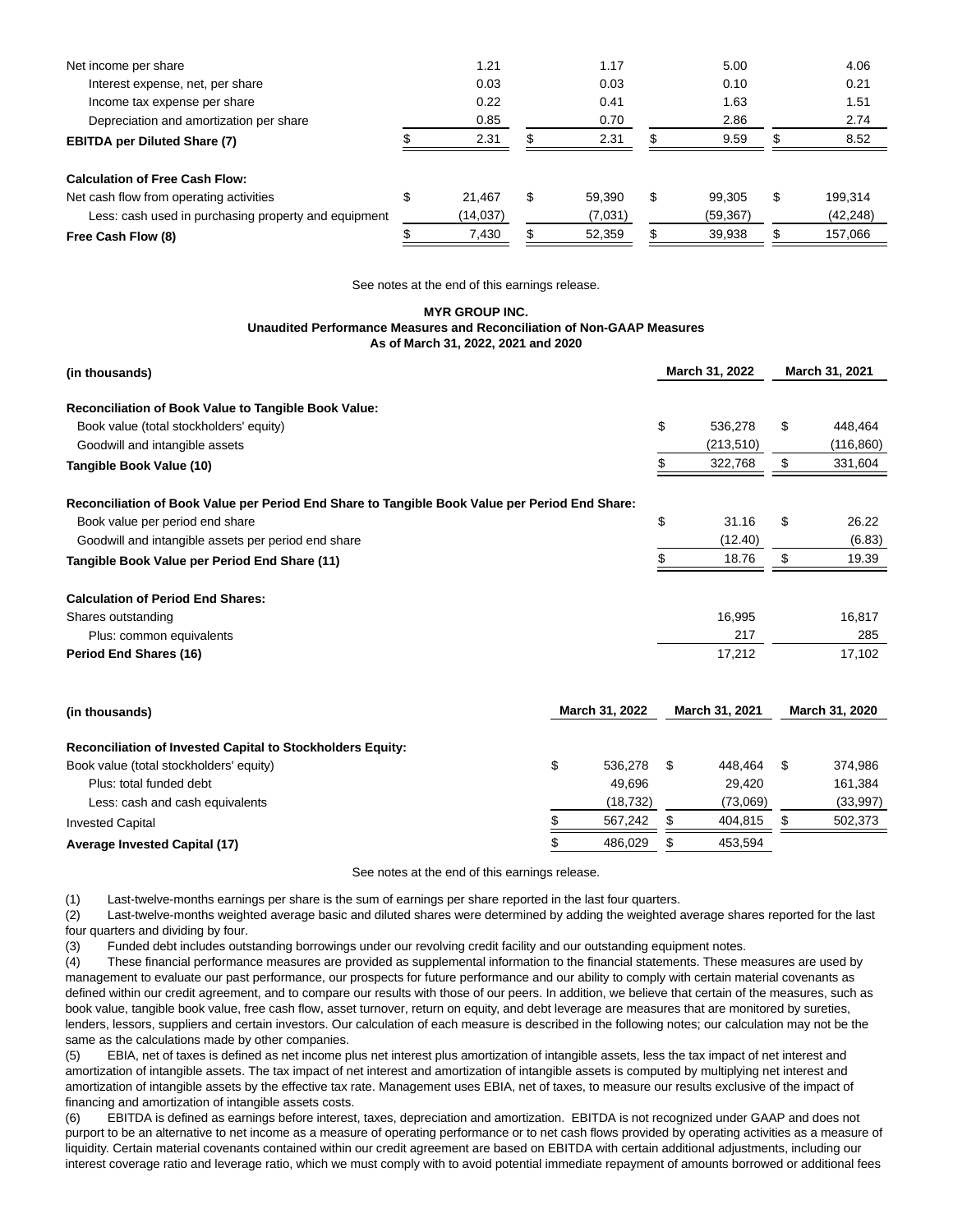| | | | | |
|---|---|---|---|---|
| Net income per share | 1.21 | 1.17 | 5.00 | 4.06 |
| Interest expense, net, per share | 0.03 | 0.03 | 0.10 | 0.21 |
| Income tax expense per share | 0.22 | 0.41 | 1.63 | 1.51 |
| Depreciation and amortization per share | 0.85 | 0.70 | 2.86 | 2.74 |
| **EBITDA per Diluted Share (7)** | $ 2.31 | $ 2.31 | $ 9.59 | $ 8.52 |
| | | | | |
| **Calculation of Free Cash Flow:** | | | | |
| Net cash flow from operating activities | $ 21,467 | $ 59,390 | $ 99,305 | $ 199,314 |
| Less: cash used in purchasing property and equipment | (14,037) | (7,031) | (59,367) | (42,248) |
| **Free Cash Flow (8)** | $ 7,430 | $ 52,359 | $ 39,938 | $ 157,066 |

See notes at the end of this earnings release.

**MYR GROUP INC.**
**Unaudited Performance Measures and Reconciliation of Non-GAAP Measures**
**As of March 31, 2022, 2021 and 2020**

| (in thousands) | March 31, 2022 | March 31, 2021 |
|---|---|---|
| **Reconciliation of Book Value to Tangible Book Value:** | | |
| Book value (total stockholders' equity) | $ 536,278 | $ 448,464 |
| Goodwill and intangible assets | (213,510) | (116,860) |
| **Tangible Book Value (10)** | $ 322,768 | $ 331,604 |
| | | |
| **Reconciliation of Book Value per Period End Share to Tangible Book Value per Period End Share:** | | |
| Book value per period end share | $ 31.16 | $ 26.22 |
| Goodwill and intangible assets per period end share | (12.40) | (6.83) |
| **Tangible Book Value per Period End Share (11)** | $ 18.76 | $ 19.39 |
| | | |
| **Calculation of Period End Shares:** | | |
| Shares outstanding | 16,995 | 16,817 |
| Plus: common equivalents | 217 | 285 |
| **Period End Shares (16)** | 17,212 | 17,102 |

| (in thousands) | March 31, 2022 | March 31, 2021 | March 31, 2020 |
|---|---|---|---|
| **Reconciliation of Invested Capital to Stockholders Equity:** | | | |
| Book value (total stockholders' equity) | $ 536,278 | $ 448,464 | $ 374,986 |
| Plus: total funded debt | 49,696 | 29,420 | 161,384 |
| Less: cash and cash equivalents | (18,732) | (73,069) | (33,997) |
| Invested Capital | $ 567,242 | $ 404,815 | $ 502,373 |
| **Average Invested Capital (17)** | $ 486,029 | $ 453,594 | |

See notes at the end of this earnings release.

(1) Last-twelve-months earnings per share is the sum of earnings per share reported in the last four quarters.

(2) Last-twelve-months weighted average basic and diluted shares were determined by adding the weighted average shares reported for the last four quarters and dividing by four.

(3) Funded debt includes outstanding borrowings under our revolving credit facility and our outstanding equipment notes.

(4) These financial performance measures are provided as supplemental information to the financial statements. These measures are used by management to evaluate our past performance, our prospects for future performance and our ability to comply with certain material covenants as defined within our credit agreement, and to compare our results with those of our peers. In addition, we believe that certain of the measures, such as book value, tangible book value, free cash flow, asset turnover, return on equity, and debt leverage are measures that are monitored by sureties, lenders, lessors, suppliers and certain investors. Our calculation of each measure is described in the following notes; our calculation may not be the same as the calculations made by other companies.

(5) EBIA, net of taxes is defined as net income plus net interest plus amortization of intangible assets, less the tax impact of net interest and amortization of intangible assets. The tax impact of net interest and amortization of intangible assets is computed by multiplying net interest and amortization of intangible assets by the effective tax rate. Management uses EBIA, net of taxes, to measure our results exclusive of the impact of financing and amortization of intangible assets costs.

(6) EBITDA is defined as earnings before interest, taxes, depreciation and amortization. EBITDA is not recognized under GAAP and does not purport to be an alternative to net income as a measure of operating performance or to net cash flows provided by operating activities as a measure of liquidity. Certain material covenants contained within our credit agreement are based on EBITDA with certain additional adjustments, including our interest coverage ratio and leverage ratio, which we must comply with to avoid potential immediate repayment of amounts borrowed or additional fees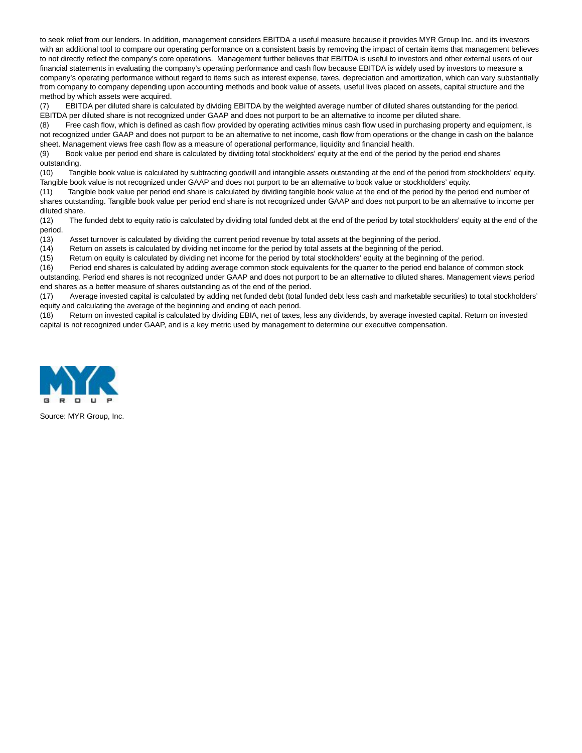to seek relief from our lenders. In addition, management considers EBITDA a useful measure because it provides MYR Group Inc. and its investors with an additional tool to compare our operating performance on a consistent basis by removing the impact of certain items that management believes to not directly reflect the company's core operations. Management further believes that EBITDA is useful to investors and other external users of our financial statements in evaluating the company's operating performance and cash flow because EBITDA is widely used by investors to measure a company's operating performance without regard to items such as interest expense, taxes, depreciation and amortization, which can vary substantially from company to company depending upon accounting methods and book value of assets, useful lives placed on assets, capital structure and the method by which assets were acquired.

(7) EBITDA per diluted share is calculated by dividing EBITDA by the weighted average number of diluted shares outstanding for the period. EBITDA per diluted share is not recognized under GAAP and does not purport to be an alternative to income per diluted share.

(8) Free cash flow, which is defined as cash flow provided by operating activities minus cash flow used in purchasing property and equipment, is not recognized under GAAP and does not purport to be an alternative to net income, cash flow from operations or the change in cash on the balance sheet. Management views free cash flow as a measure of operational performance, liquidity and financial health.

(9) Book value per period end share is calculated by dividing total stockholders' equity at the end of the period by the period end shares outstanding.

(10) Tangible book value is calculated by subtracting goodwill and intangible assets outstanding at the end of the period from stockholders' equity. Tangible book value is not recognized under GAAP and does not purport to be an alternative to book value or stockholders' equity.

(11) Tangible book value per period end share is calculated by dividing tangible book value at the end of the period by the period end number of shares outstanding. Tangible book value per period end share is not recognized under GAAP and does not purport to be an alternative to income per diluted share.

(12) The funded debt to equity ratio is calculated by dividing total funded debt at the end of the period by total stockholders' equity at the end of the period.

(13) Asset turnover is calculated by dividing the current period revenue by total assets at the beginning of the period.

(14) Return on assets is calculated by dividing net income for the period by total assets at the beginning of the period.

(15) Return on equity is calculated by dividing net income for the period by total stockholders' equity at the beginning of the period.

(16) Period end shares is calculated by adding average common stock equivalents for the quarter to the period end balance of common stock outstanding. Period end shares is not recognized under GAAP and does not purport to be an alternative to diluted shares. Management views period end shares as a better measure of shares outstanding as of the end of the period.

(17) Average invested capital is calculated by adding net funded debt (total funded debt less cash and marketable securities) to total stockholders' equity and calculating the average of the beginning and ending of each period.

(18) Return on invested capital is calculated by dividing EBIA, net of taxes, less any dividends, by average invested capital. Return on invested capital is not recognized under GAAP, and is a key metric used by management to determine our executive compensation.

MYR GROUP

Source: MYR Group, Inc.